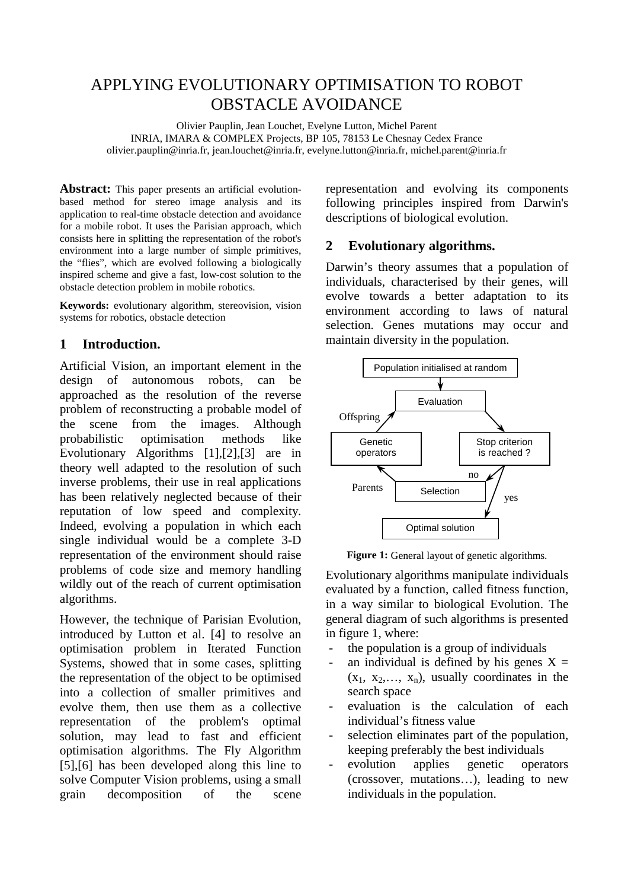# APPLYING EVOLUTIONARY OPTIMISATION TO ROBOT OBSTACLE AVOIDANCE

Olivier Pauplin, Jean Louchet, Evelyne Lutton, Michel Parent
INRIA, IMARA & COMPLEX Projects, BP 105, 78153 Le Chesnay Cedex France
olivier.pauplin@inria.fr, jean.louchet@inria.fr, evelyne.lutton@inria.fr, michel.parent@inria.fr

**Abstract:** This paper presents an artificial evolution-based method for stereo image analysis and its application to real-time obstacle detection and avoidance for a mobile robot. It uses the Parisian approach, which consists here in splitting the representation of the robot's environment into a large number of simple primitives, the "flies", which are evolved following a biologically inspired scheme and give a fast, low-cost solution to the obstacle detection problem in mobile robotics.

**Keywords:** evolutionary algorithm, stereovision, vision systems for robotics, obstacle detection

## 1 Introduction.

Artificial Vision, an important element in the design of autonomous robots, can be approached as the resolution of the reverse problem of reconstructing a probable model of the scene from the images. Although probabilistic optimisation methods like Evolutionary Algorithms [1],[2],[3] are in theory well adapted to the resolution of such inverse problems, their use in real applications has been relatively neglected because of their reputation of low speed and complexity. Indeed, evolving a population in which each single individual would be a complete 3-D representation of the environment should raise problems of code size and memory handling wildly out of the reach of current optimisation algorithms.

However, the technique of Parisian Evolution, introduced by Lutton et al. [4] to resolve an optimisation problem in Iterated Function Systems, showed that in some cases, splitting the representation of the object to be optimised into a collection of smaller primitives and evolve them, then use them as a collective representation of the problem's optimal solution, may lead to fast and efficient optimisation algorithms. The Fly Algorithm [5],[6] has been developed along this line to solve Computer Vision problems, using a small grain decomposition of the scene representation and evolving its components following principles inspired from Darwin's descriptions of biological evolution.

## 2 Evolutionary algorithms.

Darwin's theory assumes that a population of individuals, characterised by their genes, will evolve towards a better adaptation to its environment according to laws of natural selection. Genes mutations may occur and maintain diversity in the population.

**Figure 1:** General layout of genetic algorithms.

Evolutionary algorithms manipulate individuals evaluated by a function, called fitness function, in a way similar to biological Evolution. The general diagram of such algorithms is presented in figure 1, where:

- the population is a group of individuals
- an individual is defined by his genes $X = (x_1, x_2, \ldots, x_n)$, usually coordinates in the search space
- evaluation is the calculation of each individual's fitness value
- selection eliminates part of the population, keeping preferably the best individuals
- evolution applies genetic operators (crossover, mutations…), leading to new individuals in the population.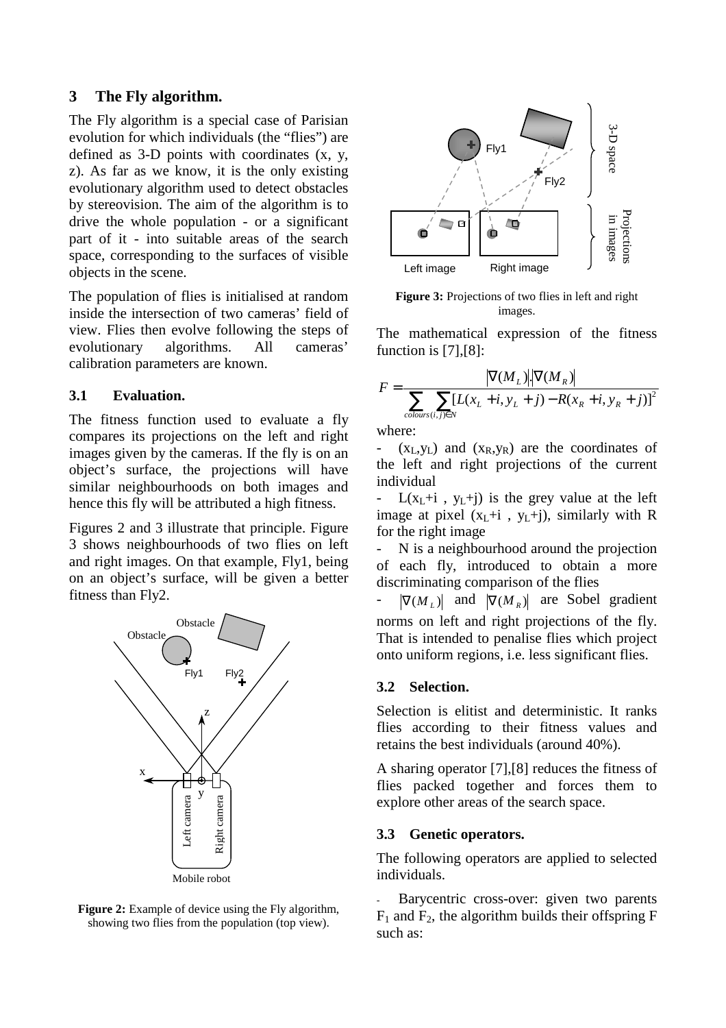## 3 The Fly algorithm.

The Fly algorithm is a special case of Parisian evolution for which individuals (the "flies") are defined as 3-D points with coordinates (x, y, z). As far as we know, it is the only existing evolutionary algorithm used to detect obstacles by stereovision. The aim of the algorithm is to drive the whole population - or a significant part of it - into suitable areas of the search space, corresponding to the surfaces of visible objects in the scene.

The population of flies is initialised at random inside the intersection of two cameras' field of view. Flies then evolve following the steps of evolutionary algorithms. All cameras' calibration parameters are known.

### 3.1 Evaluation.

The fitness function used to evaluate a fly compares its projections on the left and right images given by the cameras. If the fly is on an object's surface, the projections will have similar neighbourhoods on both images and hence this fly will be attributed a high fitness.

Figures 2 and 3 illustrate that principle. Figure 3 shows neighbourhoods of two flies on left and right images. On that example, Fly1, being on an object's surface, will be given a better fitness than Fly2.

**Figure 2:** Example of device using the Fly algorithm, showing two flies from the population (top view).

**Figure 3:** Projections of two flies in left and right images.

The mathematical expression of the fitness function is [7],[8]:

$$F = \frac{|\nabla(M_L)|.|\nabla(M_R)|}{\sum_{colours} \sum_{(i,j)\in N} [L(x_L + i, y_L + j) - R(x_R + i, y_R + j)]^2}$$

where:

- $(x_L,y_L)$ and $(x_R,y_R)$ are the coordinates of the left and right projections of the current individual
- $L(x_L+i , y_L+j)$ is the grey value at the left image at pixel $(x_L+i , y_L+j)$, similarly with R for the right image
- N is a neighbourhood around the projection of each fly, introduced to obtain a more discriminating comparison of the flies
- $|\nabla(M_L)|$ and $|\nabla(M_R)|$ are Sobel gradient norms on left and right projections of the fly. That is intended to penalise flies which project onto uniform regions, i.e. less significant flies.

### 3.2 Selection.

Selection is elitist and deterministic. It ranks flies according to their fitness values and retains the best individuals (around 40%).

A sharing operator [7],[8] reduces the fitness of flies packed together and forces them to explore other areas of the search space.

### 3.3 Genetic operators.

The following operators are applied to selected individuals.

- Barycentric cross-over: given two parents $F_1$ and $F_2$, the algorithm builds their offspring F such as: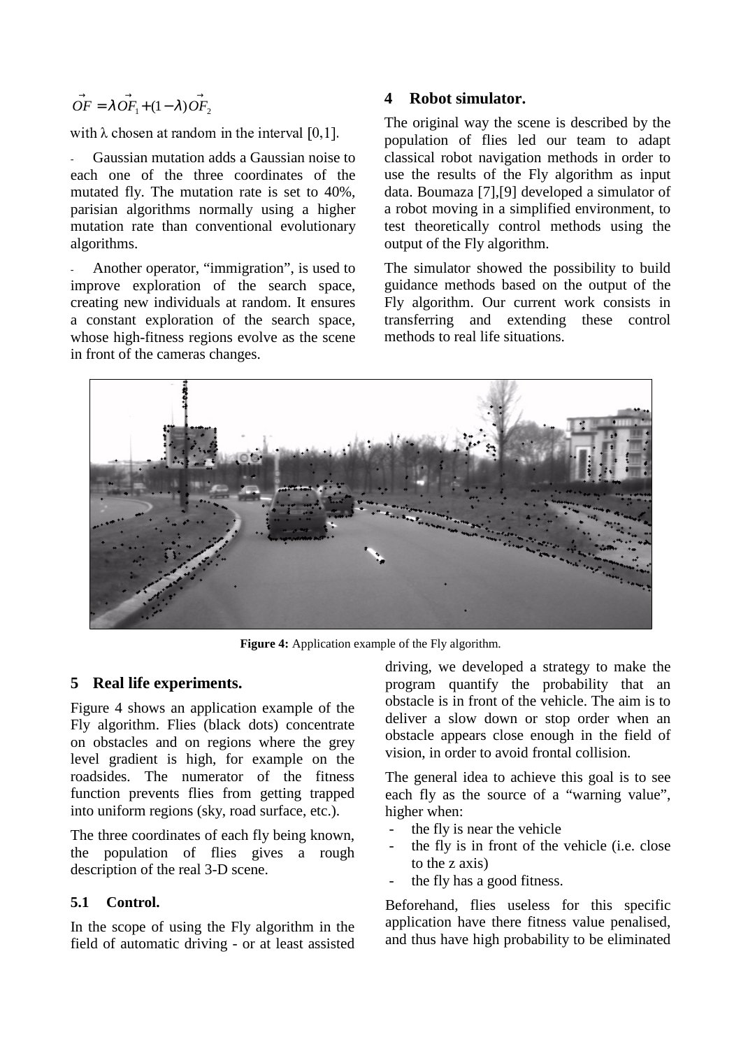$$\vec{OF} = \lambda \vec{OF_1} + (1-\lambda)\vec{OF_2}$$

with λ chosen at random in the interval [0,1].

- Gaussian mutation adds a Gaussian noise to each one of the three coordinates of the mutated fly. The mutation rate is set to 40%, parisian algorithms normally using a higher mutation rate than conventional evolutionary algorithms.

- Another operator, "immigration", is used to improve exploration of the search space, creating new individuals at random. It ensures a constant exploration of the search space, whose high-fitness regions evolve as the scene in front of the cameras changes.

## 4 Robot simulator.

The original way the scene is described by the population of flies led our team to adapt classical robot navigation methods in order to use the results of the Fly algorithm as input data. Boumaza [7],[9] developed a simulator of a robot moving in a simplified environment, to test theoretically control methods using the output of the Fly algorithm.

The simulator showed the possibility to build guidance methods based on the output of the Fly algorithm. Our current work consists in transferring and extending these control methods to real life situations.

**Figure 4:** Application example of the Fly algorithm.

## 5 Real life experiments.

Figure 4 shows an application example of the Fly algorithm. Flies (black dots) concentrate on obstacles and on regions where the grey level gradient is high, for example on the roadsides. The numerator of the fitness function prevents flies from getting trapped into uniform regions (sky, road surface, etc.).

The three coordinates of each fly being known, the population of flies gives a rough description of the real 3-D scene.

### 5.1 Control.

In the scope of using the Fly algorithm in the field of automatic driving - or at least assisted driving, we developed a strategy to make the program quantify the probability that an obstacle is in front of the vehicle. The aim is to deliver a slow down or stop order when an obstacle appears close enough in the field of vision, in order to avoid frontal collision.

The general idea to achieve this goal is to see each fly as the source of a "warning value", higher when:

- the fly is near the vehicle
- the fly is in front of the vehicle (i.e. close to the z axis)
- the fly has a good fitness.

Beforehand, flies useless for this specific application have there fitness value penalised, and thus have high probability to be eliminated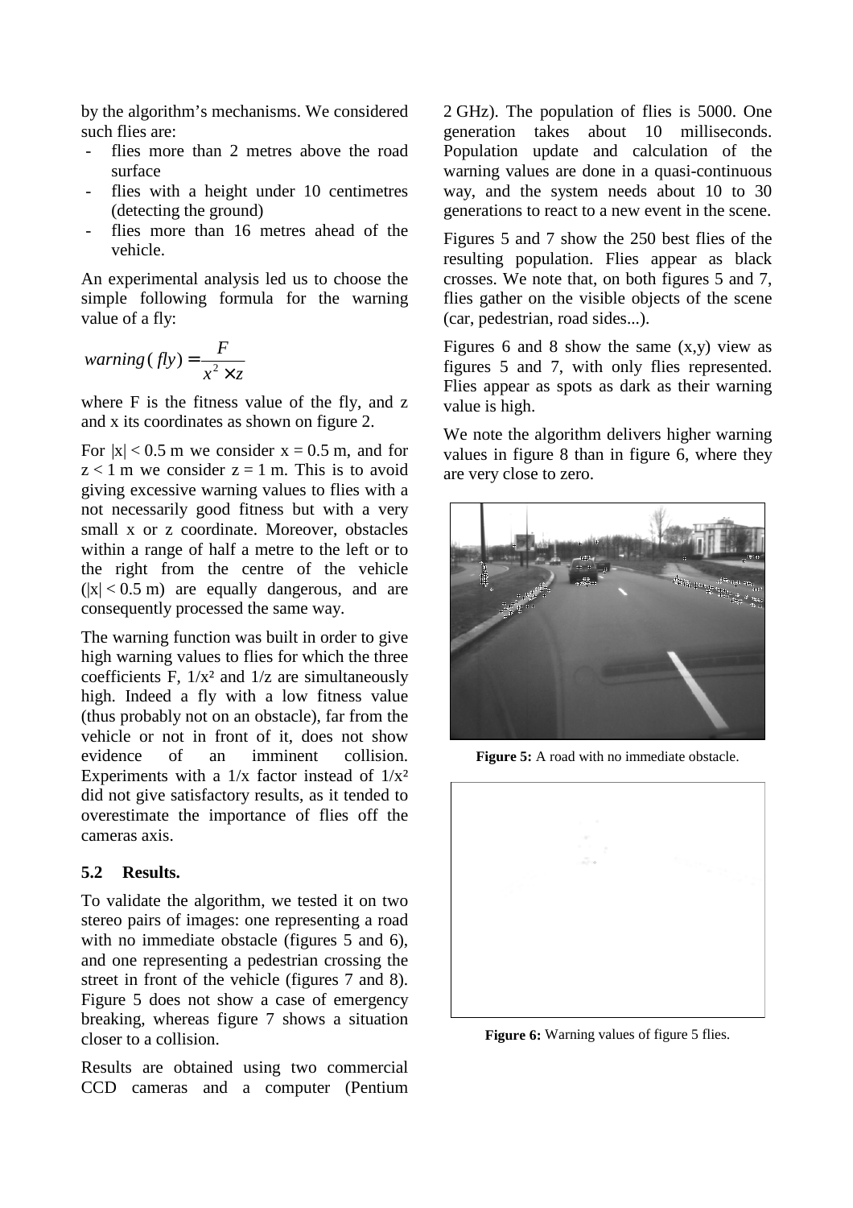by the algorithm's mechanisms. We considered such flies are:

- flies more than 2 metres above the road surface
- flies with a height under 10 centimetres (detecting the ground)
- flies more than 16 metres ahead of the vehicle.

An experimental analysis led us to choose the simple following formula for the warning value of a fly:

$$warning(fly) = \frac{F}{x^2 \times z}$$

where F is the fitness value of the fly, and z and x its coordinates as shown on figure 2.

For $|x| < 0.5$ m we consider $x = 0.5$ m, and for $z < 1$ m we consider $z = 1$ m. This is to avoid giving excessive warning values to flies with a not necessarily good fitness but with a very small x or z coordinate. Moreover, obstacles within a range of half a metre to the left or to the right from the centre of the vehicle ($|x| < 0.5$ m) are equally dangerous, and are consequently processed the same way.

The warning function was built in order to give high warning values to flies for which the three coefficients F, $1/x^2$ and $1/z$ are simultaneously high. Indeed a fly with a low fitness value (thus probably not on an obstacle), far from the vehicle or not in front of it, does not show evidence of an imminent collision. Experiments with a $1/x$ factor instead of $1/x^2$ did not give satisfactory results, as it tended to overestimate the importance of flies off the cameras axis.

### 5.2 Results.

To validate the algorithm, we tested it on two stereo pairs of images: one representing a road with no immediate obstacle (figures 5 and 6), and one representing a pedestrian crossing the street in front of the vehicle (figures 7 and 8). Figure 5 does not show a case of emergency breaking, whereas figure 7 shows a situation closer to a collision.

Results are obtained using two commercial CCD cameras and a computer (Pentium 2 GHz). The population of flies is 5000. One generation takes about 10 milliseconds. Population update and calculation of the warning values are done in a quasi-continuous way, and the system needs about 10 to 30 generations to react to a new event in the scene.

Figures 5 and 7 show the 250 best flies of the resulting population. Flies appear as black crosses. We note that, on both figures 5 and 7, flies gather on the visible objects of the scene (car, pedestrian, road sides...).

Figures 6 and 8 show the same (x,y) view as figures 5 and 7, with only flies represented. Flies appear as spots as dark as their warning value is high.

We note the algorithm delivers higher warning values in figure 8 than in figure 6, where they are very close to zero.

**Figure 5:** A road with no immediate obstacle.

**Figure 6:** Warning values of figure 5 flies.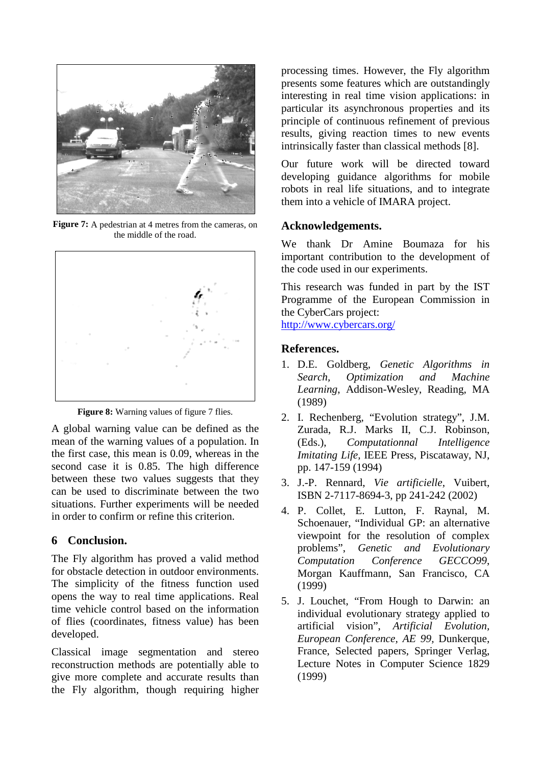**Figure 7:** A pedestrian at 4 metres from the cameras, on the middle of the road.

**Figure 8:** Warning values of figure 7 flies.

A global warning value can be defined as the mean of the warning values of a population. In the first case, this mean is 0.09, whereas in the second case it is 0.85. The high difference between these two values suggests that they can be used to discriminate between the two situations. Further experiments will be needed in order to confirm or refine this criterion.

## 6 Conclusion.

The Fly algorithm has proved a valid method for obstacle detection in outdoor environments. The simplicity of the fitness function used opens the way to real time applications. Real time vehicle control based on the information of flies (coordinates, fitness value) has been developed.

Classical image segmentation and stereo reconstruction methods are potentially able to give more complete and accurate results than the Fly algorithm, though requiring higher processing times. However, the Fly algorithm presents some features which are outstandingly interesting in real time vision applications: in particular its asynchronous properties and its principle of continuous refinement of previous results, giving reaction times to new events intrinsically faster than classical methods [8].

Our future work will be directed toward developing guidance algorithms for mobile robots in real life situations, and to integrate them into a vehicle of IMARA project.

## Acknowledgements.

We thank Dr Amine Boumaza for his important contribution to the development of the code used in our experiments.

This research was funded in part by the IST Programme of the European Commission in the CyberCars project:
http://www.cybercars.org/

## References.

1. D.E. Goldberg, *Genetic Algorithms in Search, Optimization and Machine Learning*, Addison-Wesley, Reading, MA (1989)
2. I. Rechenberg, "Evolution strategy", J.M. Zurada, R.J. Marks II, C.J. Robinson, (Eds.), *Computationnal Intelligence Imitating Life*, IEEE Press, Piscataway, NJ, pp. 147-159 (1994)
3. J.-P. Rennard, *Vie artificielle*, Vuibert, ISBN 2-7117-8694-3, pp 241-242 (2002)
4. P. Collet, E. Lutton, F. Raynal, M. Schoenauer, "Individual GP: an alternative viewpoint for the resolution of complex problems", *Genetic and Evolutionary Computation Conference GECCO99*, Morgan Kauffmann, San Francisco, CA (1999)
5. J. Louchet, "From Hough to Darwin: an individual evolutionary strategy applied to artificial vision", *Artificial Evolution, European Conference, AE 99*, Dunkerque, France, Selected papers, Springer Verlag, Lecture Notes in Computer Science 1829 (1999)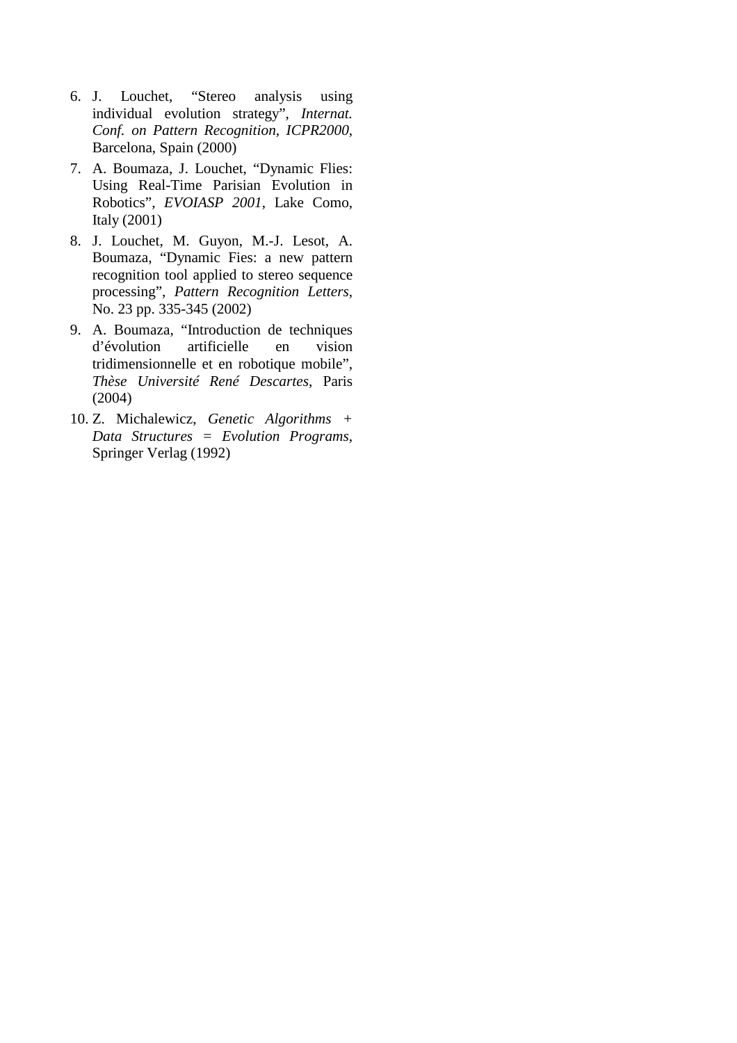6. J. Louchet, “Stereo analysis using individual evolution strategy”, *Internat. Conf. on Pattern Recognition, ICPR2000*, Barcelona, Spain (2000)
7. A. Boumaza, J. Louchet, “Dynamic Flies: Using Real-Time Parisian Evolution in Robotics”, *EVOIASP 2001*, Lake Como, Italy (2001)
8. J. Louchet, M. Guyon, M.-J. Lesot, A. Boumaza, “Dynamic Fies: a new pattern recognition tool applied to stereo sequence processing”, *Pattern Recognition Letters*, No. 23 pp. 335-345 (2002)
9. A. Boumaza, “Introduction de techniques d’évolution artificielle en vision tridimensionnelle et en robotique mobile”, *Thèse Université René Descartes*, Paris (2004)
10. Z. Michalewicz, *Genetic Algorithms + Data Structures = Evolution Programs*, Springer Verlag (1992)